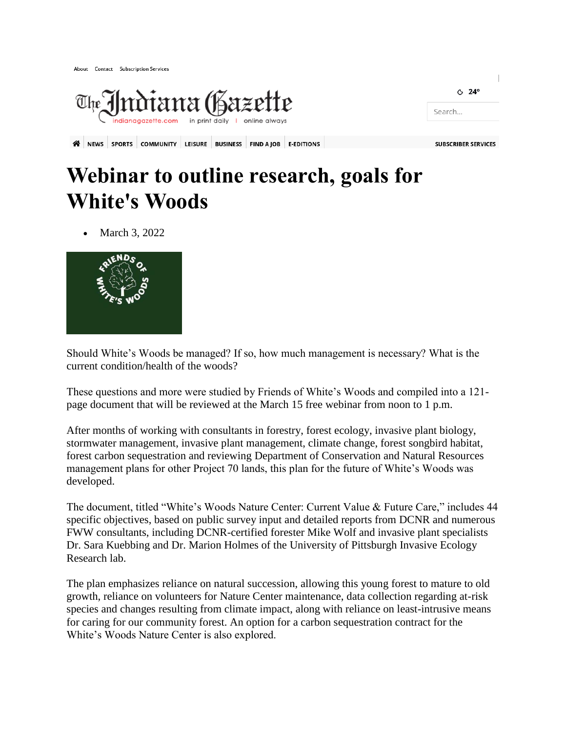# Webinar to outline research, goals for White's Woods

- March 3, 2022

Should White's Woods be managed? If so, how much management is necessary? What is the current condition/health of the woods?

These questions and more were studied by Friends of White's Woods and compiled into a 121-page document that will be reviewed at the March 15 free webinar from noon to 1 p.m.

After months of working with consultants in forestry, forest ecology, invasive plant biology, stormwater management, invasive plant management, climate change, forest songbird habitat, forest carbon sequestration and reviewing Department of Conservation and Natural Resources management plans for other Project 70 lands, this plan for the future of White's Woods was developed.

The document, titled "White's Woods Nature Center: Current Value & Future Care," includes 44 specific objectives, based on public survey input and detailed reports from DCNR and numerous FWW consultants, including DCNR-certified forester Mike Wolf and invasive plant specialists Dr. Sara Kuebbing and Dr. Marion Holmes of the University of Pittsburgh Invasive Ecology Research lab.

The plan emphasizes reliance on natural succession, allowing this young forest to mature to old growth, reliance on volunteers for Nature Center maintenance, data collection regarding at-risk species and changes resulting from climate impact, along with reliance on least-intrusive means for caring for our community forest. An option for a carbon sequestration contract for the White's Woods Nature Center is also explored.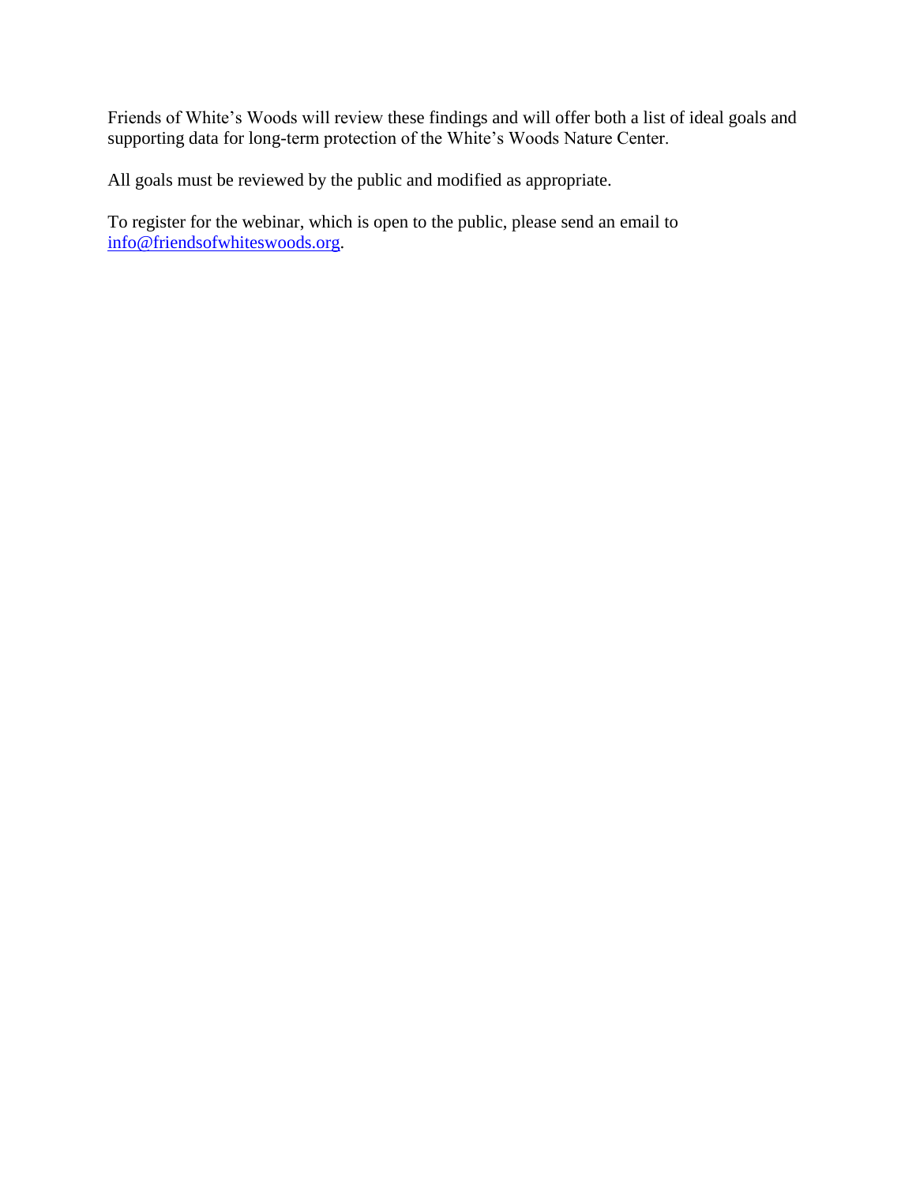Friends of White's Woods will review these findings and will offer both a list of ideal goals and supporting data for long-term protection of the White's Woods Nature Center.

All goals must be reviewed by the public and modified as appropriate.

To register for the webinar, which is open to the public, please send an email to info@friendsofwhiteswoods.org.